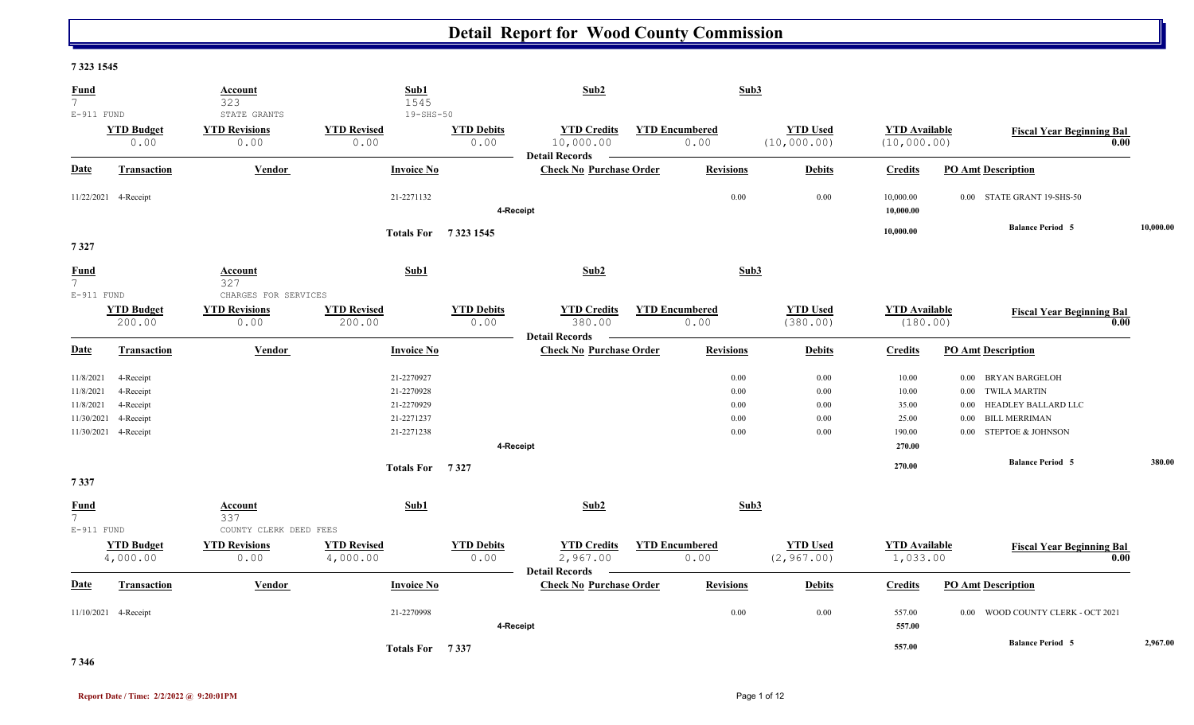# Detail Report for Wood County Commission

**7 323 1545**

| Fund | Account | Sub1 | Sub2 | Sub3 |
|---|---|---|---|---|
| 7 | 323 | 1545 | | |
| E-911 FUND | STATE GRANTS | 19-SHS-50 | | |

| YTD Budget | YTD Revisions | YTD Revised | YTD Debits | YTD Credits | YTD Encumbered | YTD Used | YTD Available | Fiscal Year Beginning Bal |
|---|---|---|---|---|---|---|---|---|
| 0.00 | 0.00 | 0.00 | 0.00 | 10,000.00 | 0.00 | (10,000.00) | (10,000.00) | 0.00 |

**Detail Records**

| Date | Transaction | Vendor | Invoice No | Check No | Purchase Order | Revisions | Debits | Credits | PO Amt | Description |
|---|---|---|---|---|---|---|---|---|---|---|
| 11/22/2021 | 4-Receipt | | 21-2271132 | | | 0.00 | 0.00 | 10,000.00 | 0.00 | STATE GRANT 19-SHS-50 |
| | | | | 4-Receipt | | | | 10,000.00 | | |
| | | | Totals For 7 323 1545 | | | | | 10,000.00 | | Balance Period 5 — 10,000.00 |

**7 327**

| Fund | Account | Sub1 | Sub2 | Sub3 |
|---|---|---|---|---|
| 7 | 327 | | | |
| E-911 FUND | CHARGES FOR SERVICES | | | |

| YTD Budget | YTD Revisions | YTD Revised | YTD Debits | YTD Credits | YTD Encumbered | YTD Used | YTD Available | Fiscal Year Beginning Bal |
|---|---|---|---|---|---|---|---|---|
| 200.00 | 0.00 | 200.00 | 0.00 | 380.00 | 0.00 | (380.00) | (180.00) | 0.00 |

**Detail Records**

| Date | Transaction | Vendor | Invoice No | Check No | Purchase Order | Revisions | Debits | Credits | PO Amt | Description |
|---|---|---|---|---|---|---|---|---|---|---|
| 11/8/2021 | 4-Receipt | | 21-2270927 | | | 0.00 | 0.00 | 10.00 | 0.00 | BRYAN BARGELOH |
| 11/8/2021 | 4-Receipt | | 21-2270928 | | | 0.00 | 0.00 | 10.00 | 0.00 | TWILA MARTIN |
| 11/8/2021 | 4-Receipt | | 21-2270929 | | | 0.00 | 0.00 | 35.00 | 0.00 | HEADLEY BALLARD LLC |
| 11/30/2021 | 4-Receipt | | 21-2271237 | | | 0.00 | 0.00 | 25.00 | 0.00 | BILL MERRIMAN |
| 11/30/2021 | 4-Receipt | | 21-2271238 | | | 0.00 | 0.00 | 190.00 | 0.00 | STEPTOE & JOHNSON |
| | | | | 4-Receipt | | | | 270.00 | | |
| | | | Totals For 7 327 | | | | | 270.00 | | Balance Period 5 — 380.00 |

**7 337**

| Fund | Account | Sub1 | Sub2 | Sub3 |
|---|---|---|---|---|
| 7 | 337 | | | |
| E-911 FUND | COUNTY CLERK DEED FEES | | | |

| YTD Budget | YTD Revisions | YTD Revised | YTD Debits | YTD Credits | YTD Encumbered | YTD Used | YTD Available | Fiscal Year Beginning Bal |
|---|---|---|---|---|---|---|---|---|
| 4,000.00 | 0.00 | 4,000.00 | 0.00 | 2,967.00 | 0.00 | (2,967.00) | 1,033.00 | 0.00 |

**Detail Records**

| Date | Transaction | Vendor | Invoice No | Check No | Purchase Order | Revisions | Debits | Credits | PO Amt | Description |
|---|---|---|---|---|---|---|---|---|---|---|
| 11/10/2021 | 4-Receipt | | 21-2270998 | | | 0.00 | 0.00 | 557.00 | 0.00 | WOOD COUNTY CLERK - OCT 2021 |
| | | | | 4-Receipt | | | | 557.00 | | |
| | | | Totals For 7 337 | | | | | 557.00 | | Balance Period 5 — 2,967.00 |

**7 346**

Report Date / Time: 2/2/2022 @ 9:20:01PM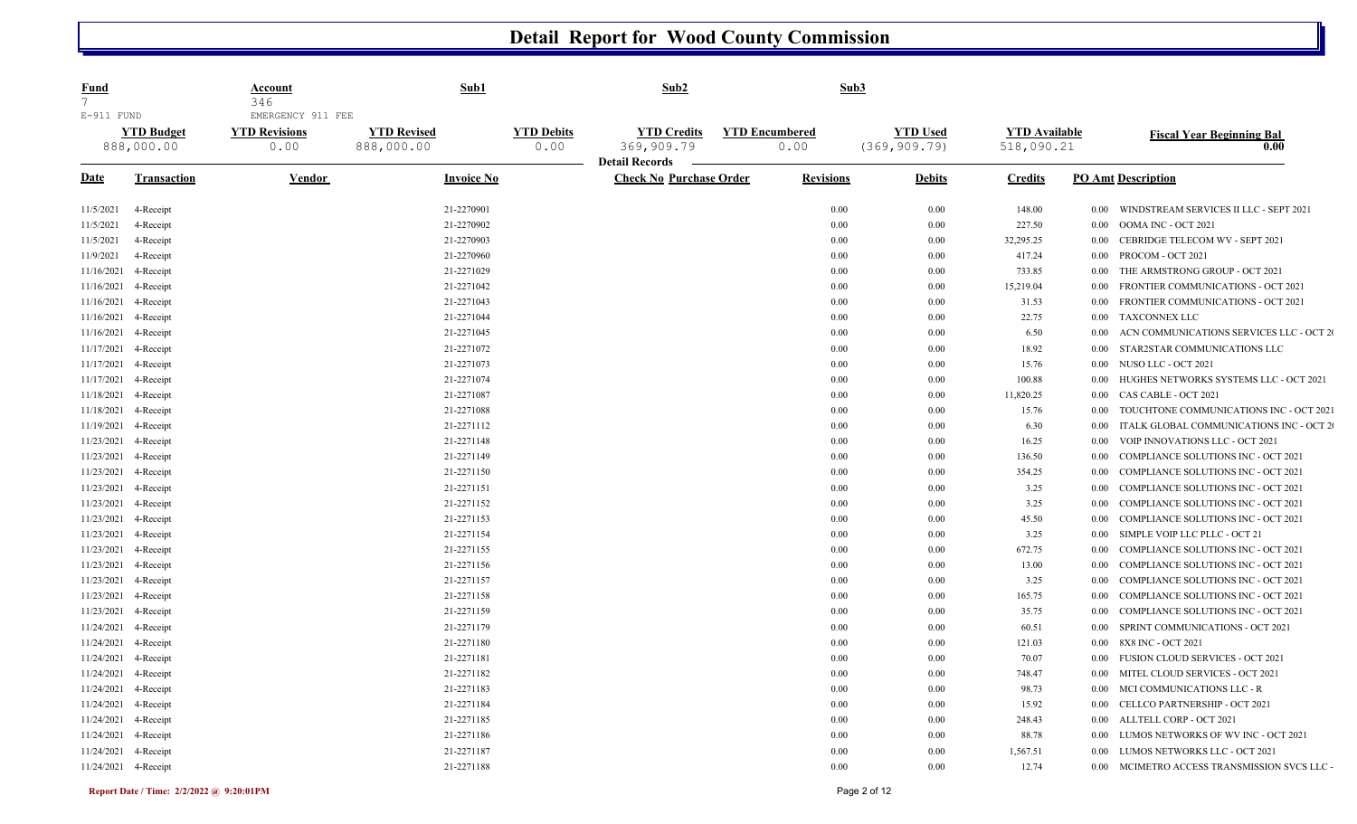# Detail Report for Wood County Commission

| Fund | Account | Sub1 | Sub2 | Sub3 |
|---|---|---|---|---|
| 7 | 346 | | | |
| E-911 FUND | EMERGENCY 911 FEE | | | |

| YTD Budget | YTD Revisions | YTD Revised | YTD Debits | YTD Credits | YTD Encumbered | YTD Used | YTD Available | Fiscal Year Beginning Bal |
|---|---|---|---|---|---|---|---|---|
| 888,000.00 | 0.00 | 888,000.00 | 0.00 | 369,909.79 | 0.00 | (369,909.79) | 518,090.21 | 0.00 |

**Detail Records**

| Date | Transaction | Vendor | Invoice No | Check No | Purchase Order | Revisions | Debits | Credits | PO Amt | Description |
|---|---|---|---|---|---|---|---|---|---|---|
| 11/5/2021 | 4-Receipt | | 21-2270901 | | | 0.00 | 0.00 | 148.00 | 0.00 | WINDSTREAM SERVICES II LLC - SEPT 2021 |
| 11/5/2021 | 4-Receipt | | 21-2270902 | | | 0.00 | 0.00 | 227.50 | 0.00 | OOMA INC - OCT 2021 |
| 11/5/2021 | 4-Receipt | | 21-2270903 | | | 0.00 | 0.00 | 32,295.25 | 0.00 | CEBRIDGE TELECOM WV - SEPT 2021 |
| 11/9/2021 | 4-Receipt | | 21-2270960 | | | 0.00 | 0.00 | 417.24 | 0.00 | PROCOM - OCT 2021 |
| 11/16/2021 | 4-Receipt | | 21-2271029 | | | 0.00 | 0.00 | 733.85 | 0.00 | THE ARMSTRONG GROUP - OCT 2021 |
| 11/16/2021 | 4-Receipt | | 21-2271042 | | | 0.00 | 0.00 | 15,219.04 | 0.00 | FRONTIER COMMUNICATIONS - OCT 2021 |
| 11/16/2021 | 4-Receipt | | 21-2271043 | | | 0.00 | 0.00 | 31.53 | 0.00 | FRONTIER COMMUNICATIONS - OCT 2021 |
| 11/16/2021 | 4-Receipt | | 21-2271044 | | | 0.00 | 0.00 | 22.75 | 0.00 | TAXCONNEX LLC |
| 11/16/2021 | 4-Receipt | | 21-2271045 | | | 0.00 | 0.00 | 6.50 | 0.00 | ACN COMMUNICATIONS SERVICES LLC - OCT 20 |
| 11/17/2021 | 4-Receipt | | 21-2271072 | | | 0.00 | 0.00 | 18.92 | 0.00 | STAR2STAR COMMUNICATIONS LLC |
| 11/17/2021 | 4-Receipt | | 21-2271073 | | | 0.00 | 0.00 | 15.76 | 0.00 | NUSO LLC - OCT 2021 |
| 11/17/2021 | 4-Receipt | | 21-2271074 | | | 0.00 | 0.00 | 100.88 | 0.00 | HUGHES NETWORKS SYSTEMS LLC - OCT 2021 |
| 11/18/2021 | 4-Receipt | | 21-2271087 | | | 0.00 | 0.00 | 11,820.25 | 0.00 | CAS CABLE - OCT 2021 |
| 11/18/2021 | 4-Receipt | | 21-2271088 | | | 0.00 | 0.00 | 15.76 | 0.00 | TOUCHTONE COMMUNICATIONS INC - OCT 2021 |
| 11/19/2021 | 4-Receipt | | 21-2271112 | | | 0.00 | 0.00 | 6.30 | 0.00 | ITALK GLOBAL COMMUNICATIONS INC - OCT 20 |
| 11/23/2021 | 4-Receipt | | 21-2271148 | | | 0.00 | 0.00 | 16.25 | 0.00 | VOIP INNOVATIONS LLC - OCT 2021 |
| 11/23/2021 | 4-Receipt | | 21-2271149 | | | 0.00 | 0.00 | 136.50 | 0.00 | COMPLIANCE SOLUTIONS INC - OCT 2021 |
| 11/23/2021 | 4-Receipt | | 21-2271150 | | | 0.00 | 0.00 | 354.25 | 0.00 | COMPLIANCE SOLUTIONS INC - OCT 2021 |
| 11/23/2021 | 4-Receipt | | 21-2271151 | | | 0.00 | 0.00 | 3.25 | 0.00 | COMPLIANCE SOLUTIONS INC - OCT 2021 |
| 11/23/2021 | 4-Receipt | | 21-2271152 | | | 0.00 | 0.00 | 3.25 | 0.00 | COMPLIANCE SOLUTIONS INC - OCT 2021 |
| 11/23/2021 | 4-Receipt | | 21-2271153 | | | 0.00 | 0.00 | 45.50 | 0.00 | COMPLIANCE SOLUTIONS INC - OCT 2021 |
| 11/23/2021 | 4-Receipt | | 21-2271154 | | | 0.00 | 0.00 | 3.25 | 0.00 | SIMPLE VOIP LLC PLLC - OCT 21 |
| 11/23/2021 | 4-Receipt | | 21-2271155 | | | 0.00 | 0.00 | 672.75 | 0.00 | COMPLIANCE SOLUTIONS INC - OCT 2021 |
| 11/23/2021 | 4-Receipt | | 21-2271156 | | | 0.00 | 0.00 | 13.00 | 0.00 | COMPLIANCE SOLUTIONS INC - OCT 2021 |
| 11/23/2021 | 4-Receipt | | 21-2271157 | | | 0.00 | 0.00 | 3.25 | 0.00 | COMPLIANCE SOLUTIONS INC - OCT 2021 |
| 11/23/2021 | 4-Receipt | | 21-2271158 | | | 0.00 | 0.00 | 165.75 | 0.00 | COMPLIANCE SOLUTIONS INC - OCT 2021 |
| 11/23/2021 | 4-Receipt | | 21-2271159 | | | 0.00 | 0.00 | 35.75 | 0.00 | COMPLIANCE SOLUTIONS INC - OCT 2021 |
| 11/24/2021 | 4-Receipt | | 21-2271179 | | | 0.00 | 0.00 | 60.51 | 0.00 | SPRINT COMMUNICATIONS - OCT 2021 |
| 11/24/2021 | 4-Receipt | | 21-2271180 | | | 0.00 | 0.00 | 121.03 | 0.00 | 8X8 INC - OCT 2021 |
| 11/24/2021 | 4-Receipt | | 21-2271181 | | | 0.00 | 0.00 | 70.07 | 0.00 | FUSION CLOUD SERVICES - OCT 2021 |
| 11/24/2021 | 4-Receipt | | 21-2271182 | | | 0.00 | 0.00 | 748.47 | 0.00 | MITEL CLOUD SERVICES - OCT 2021 |
| 11/24/2021 | 4-Receipt | | 21-2271183 | | | 0.00 | 0.00 | 98.73 | 0.00 | MCI COMMUNICATIONS LLC - R |
| 11/24/2021 | 4-Receipt | | 21-2271184 | | | 0.00 | 0.00 | 15.92 | 0.00 | CELLCO PARTNERSHIP - OCT 2021 |
| 11/24/2021 | 4-Receipt | | 21-2271185 | | | 0.00 | 0.00 | 248.43 | 0.00 | ALLTELL CORP - OCT 2021 |
| 11/24/2021 | 4-Receipt | | 21-2271186 | | | 0.00 | 0.00 | 88.78 | 0.00 | LUMOS NETWORKS OF WV INC - OCT 2021 |
| 11/24/2021 | 4-Receipt | | 21-2271187 | | | 0.00 | 0.00 | 1,567.51 | 0.00 | LUMOS NETWORKS LLC - OCT 2021 |
| 11/24/2021 | 4-Receipt | | 21-2271188 | | | 0.00 | 0.00 | 12.74 | 0.00 | MCIMETRO ACCESS TRANSMISSION SVCS LLC - |

Report Date / Time: 2/2/2022 @ 9:20:01PM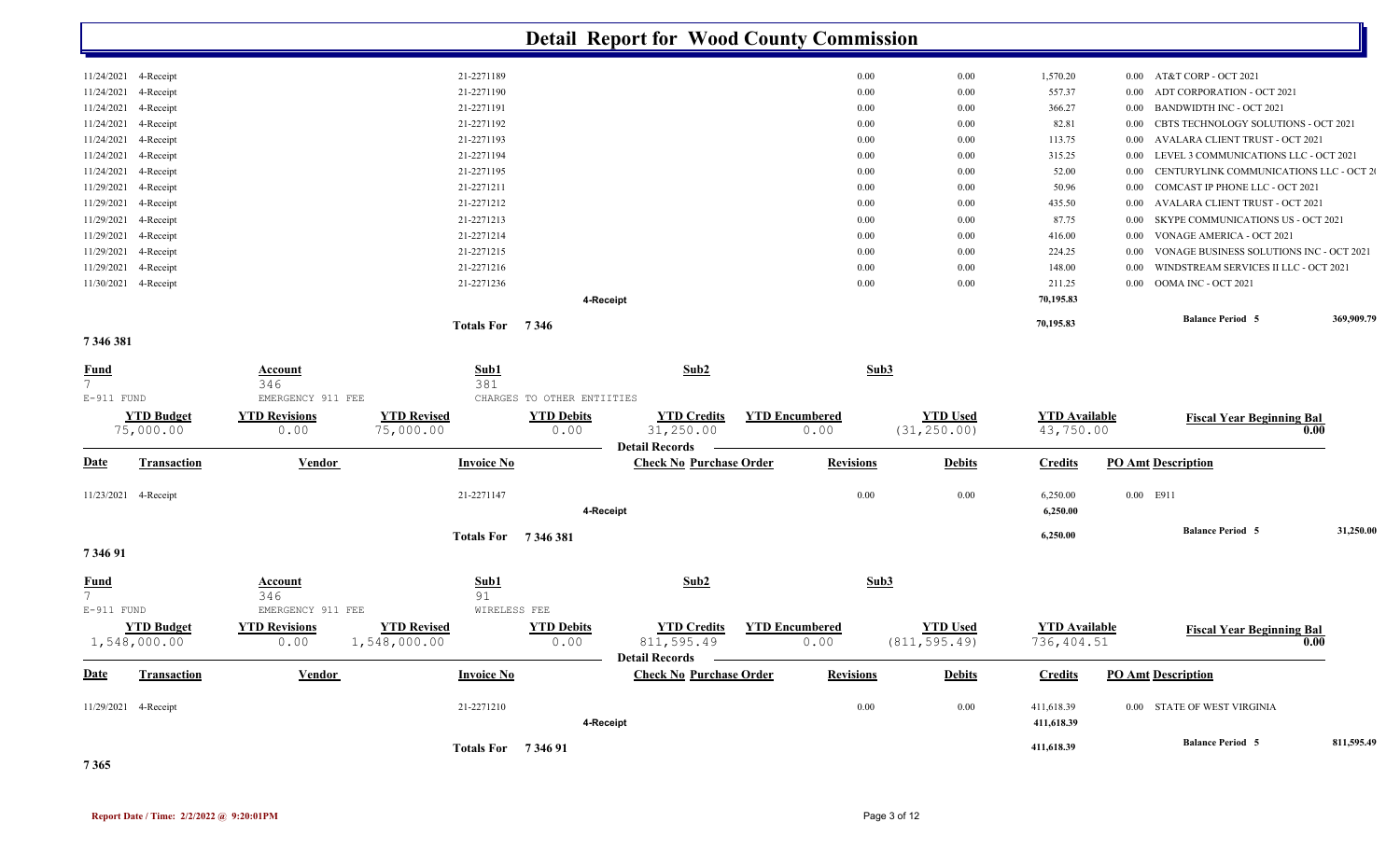# Detail Report for Wood County Commission

| Date | Transaction | Vendor | Invoice No | Check No | Purchase Order | Revisions | Debits | Credits | PO Amt | Description |
|---|---|---|---|---|---|---|---|---|---|---|
| 11/24/2021 | 4-Receipt | | 21-2271189 | | | 0.00 | 0.00 | 1,570.20 | 0.00 | AT&T CORP - OCT 2021 |
| 11/24/2021 | 4-Receipt | | 21-2271190 | | | 0.00 | 0.00 | 557.37 | 0.00 | ADT CORPORATION - OCT 2021 |
| 11/24/2021 | 4-Receipt | | 21-2271191 | | | 0.00 | 0.00 | 366.27 | 0.00 | BANDWIDTH INC - OCT 2021 |
| 11/24/2021 | 4-Receipt | | 21-2271192 | | | 0.00 | 0.00 | 82.81 | 0.00 | CBTS TECHNOLOGY SOLUTIONS - OCT 2021 |
| 11/24/2021 | 4-Receipt | | 21-2271193 | | | 0.00 | 0.00 | 113.75 | 0.00 | AVALARA CLIENT TRUST - OCT 2021 |
| 11/24/2021 | 4-Receipt | | 21-2271194 | | | 0.00 | 0.00 | 315.25 | 0.00 | LEVEL 3 COMMUNICATIONS LLC - OCT 2021 |
| 11/24/2021 | 4-Receipt | | 21-2271195 | | | 0.00 | 0.00 | 52.00 | 0.00 | CENTURYLINK COMMUNICATIONS LLC - OCT 20 |
| 11/29/2021 | 4-Receipt | | 21-2271211 | | | 0.00 | 0.00 | 50.96 | 0.00 | COMCAST IP PHONE LLC - OCT 2021 |
| 11/29/2021 | 4-Receipt | | 21-2271212 | | | 0.00 | 0.00 | 435.50 | 0.00 | AVALARA CLIENT TRUST - OCT 2021 |
| 11/29/2021 | 4-Receipt | | 21-2271213 | | | 0.00 | 0.00 | 87.75 | 0.00 | SKYPE COMMUNICATIONS US - OCT 2021 |
| 11/29/2021 | 4-Receipt | | 21-2271214 | | | 0.00 | 0.00 | 416.00 | 0.00 | VONAGE AMERICA - OCT 2021 |
| 11/29/2021 | 4-Receipt | | 21-2271215 | | | 0.00 | 0.00 | 224.25 | 0.00 | VONAGE BUSINESS SOLUTIONS INC - OCT 2021 |
| 11/29/2021 | 4-Receipt | | 21-2271216 | | | 0.00 | 0.00 | 148.00 | 0.00 | WINDSTREAM SERVICES II LLC - OCT 2021 |
| 11/30/2021 | 4-Receipt | | 21-2271236 | | | 0.00 | 0.00 | 211.25 | 0.00 | OOMA INC - OCT 2021 |
| | | | | **4-Receipt** | | | | **70,195.83** | | |

**Totals For 7346** — **70,195.83** — **Balance Period 5** — **369,909.79**

## 7 346 381

| Fund | Account | Sub1 | Sub2 | Sub3 |
|---|---|---|---|---|
| 7 | 346 | 381 | | |
| E-911 FUND | EMERGENCY 911 FEE | CHARGES TO OTHER ENTIITIES | | |

| YTD Budget | YTD Revisions | YTD Revised | YTD Debits | YTD Credits | YTD Encumbered | YTD Used | YTD Available | Fiscal Year Beginning Bal |
|---|---|---|---|---|---|---|---|---|
| 75,000.00 | 0.00 | 75,000.00 | 0.00 | 31,250.00 | 0.00 | (31,250.00) | 43,750.00 | 0.00 |

**Detail Records**

| Date | Transaction | Vendor | Invoice No | Check No | Purchase Order | Revisions | Debits | Credits | PO Amt | Description |
|---|---|---|---|---|---|---|---|---|---|---|
| 11/23/2021 | 4-Receipt | | 21-2271147 | | | 0.00 | 0.00 | 6,250.00 | 0.00 | E911 |
| | | | | **4-Receipt** | | | | **6,250.00** | | |

**Totals For 7 346 381** — **6,250.00** — **Balance Period 5** — **31,250.00**

## 7 346 91

| Fund | Account | Sub1 | Sub2 | Sub3 |
|---|---|---|---|---|
| 7 | 346 | 91 | | |
| E-911 FUND | EMERGENCY 911 FEE | WIRELESS FEE | | |

| YTD Budget | YTD Revisions | YTD Revised | YTD Debits | YTD Credits | YTD Encumbered | YTD Used | YTD Available | Fiscal Year Beginning Bal |
|---|---|---|---|---|---|---|---|---|
| 1,548,000.00 | 0.00 | 1,548,000.00 | 0.00 | 811,595.49 | 0.00 | (811,595.49) | 736,404.51 | 0.00 |

**Detail Records**

| Date | Transaction | Vendor | Invoice No | Check No | Purchase Order | Revisions | Debits | Credits | PO Amt | Description |
|---|---|---|---|---|---|---|---|---|---|---|
| 11/29/2021 | 4-Receipt | | 21-2271210 | | | 0.00 | 0.00 | 411,618.39 | 0.00 | STATE OF WEST VIRGINIA |
| | | | | **4-Receipt** | | | | **411,618.39** | | |

**Totals For 7 346 91** — **411,618.39** — **Balance Period 5** — **811,595.49**

## 7 365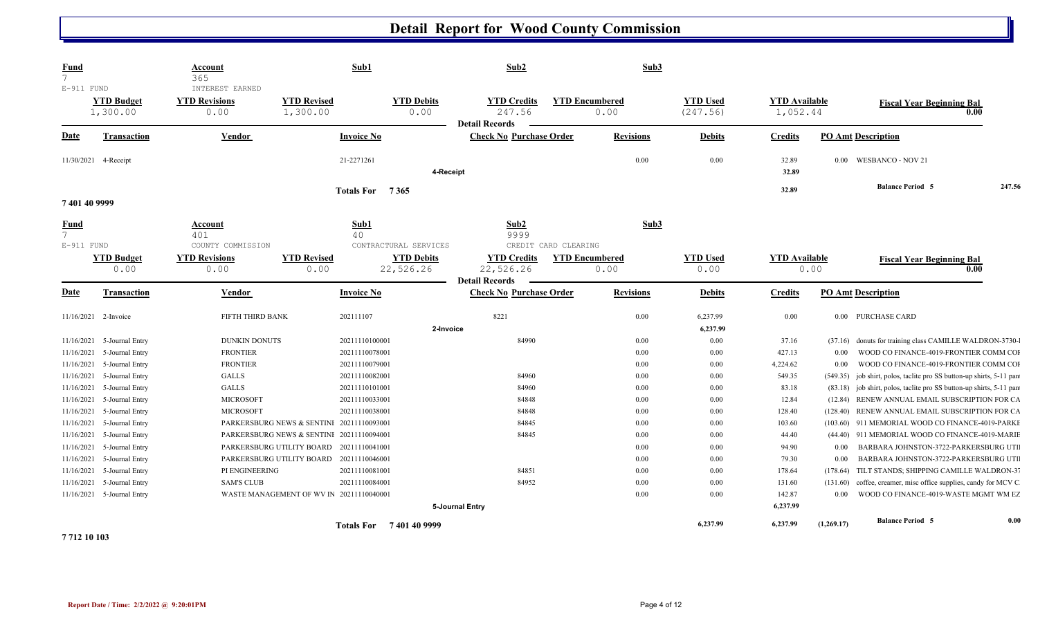# Detail Report for Wood County Commission

| Fund | | Account | | Sub1 | Sub2 | | Sub3 | | | |
|---|---|---|---|---|---|---|---|---|---|---|
| 7 | | 365 | | | | | | | | |
| E-911 FUND | | INTEREST EARNED | | | | | | | | |
| **YTD Budget** | | **YTD Revisions** | **YTD Revised** | **YTD Debits** | **YTD Credits** | **YTD Encumbered** | **YTD Used** | **YTD Available** | | **Fiscal Year Beginning Bal** |
| 1,300.00 | | 0.00 | 1,300.00 | 0.00 | 247.56 | 0.00 | (247.56) | 1,052.44 | | 0.00 |

**Detail Records**

| Date | Transaction | Vendor | Invoice No | Check No | Purchase Order | Revisions | Debits | Credits | PO Amt | Description |
|---|---|---|---|---|---|---|---|---|---|---|
| 11/30/2021 | 4-Receipt | | 21-2271261 | | | 0.00 | 0.00 | 32.89 | 0.00 | WESBANCO - NOV 21 |
| | | | 4-Receipt | | | | | 32.89 | | |
| | | | Totals For 7 365 | | | | | 32.89 | | Balance Period 5 247.56 |

**7 401 40 9999**

| Fund | | Account | | Sub1 | Sub2 | | Sub3 | | | |
|---|---|---|---|---|---|---|---|---|---|---|
| 7 | | 401 | | 40 | 9999 | | | | | |
| E-911 FUND | | COUNTY COMMISSION | | CONTRACTURAL SERVICES | CREDIT CARD CLEARING | | | | | |
| **YTD Budget** | | **YTD Revisions** | **YTD Revised** | **YTD Debits** | **YTD Credits** | **YTD Encumbered** | **YTD Used** | **YTD Available** | | **Fiscal Year Beginning Bal** |
| 0.00 | | 0.00 | 0.00 | 22,526.26 | 22,526.26 | 0.00 | 0.00 | 0.00 | | 0.00 |

**Detail Records**

| Date | Transaction | Vendor | Invoice No | Check No | Purchase Order | Revisions | Debits | Credits | PO Amt | Description |
|---|---|---|---|---|---|---|---|---|---|---|
| 11/16/2021 | 2-Invoice | FIFTH THIRD BANK | 202111107 | 8221 | | 0.00 | 6,237.99 | 0.00 | 0.00 | PURCHASE CARD |
| | | | 2-Invoice | | | | 6,237.99 | | | |
| 11/16/2021 | 5-Journal Entry | DUNKIN DONUTS | 20211110100001 | | 84990 | 0.00 | 0.00 | 37.16 | (37.16) | donuts for training class CAMILLE WALDRON-3730-I |
| 11/16/2021 | 5-Journal Entry | FRONTIER | 20211110078001 | | | 0.00 | 0.00 | 427.13 | 0.00 | WOOD CO FINANCE-4019-FRONTIER COMM COF |
| 11/16/2021 | 5-Journal Entry | FRONTIER | 20211110079001 | | | 0.00 | 0.00 | 4,224.62 | 0.00 | WOOD CO FINANCE-4019-FRONTIER COMM COF |
| 11/16/2021 | 5-Journal Entry | GALLS | 20211110082001 | | 84960 | 0.00 | 0.00 | 549.35 | (549.35) | job shirt, polos, taclite pro SS button-up shirts, 5-11 pant |
| 11/16/2021 | 5-Journal Entry | GALLS | 20211110101001 | | 84960 | 0.00 | 0.00 | 83.18 | (83.18) | job shirt, polos, taclite pro SS button-up shirts, 5-11 pant |
| 11/16/2021 | 5-Journal Entry | MICROSOFT | 20211110033001 | | 84848 | 0.00 | 0.00 | 12.84 | (12.84) | RENEW ANNUAL EMAIL SUBSCRIPTION FOR CA |
| 11/16/2021 | 5-Journal Entry | MICROSOFT | 20211110038001 | | 84848 | 0.00 | 0.00 | 128.40 | (128.40) | RENEW ANNUAL EMAIL SUBSCRIPTION FOR CA |
| 11/16/2021 | 5-Journal Entry | PARKERSBURG NEWS & SENTINI | 20211110093001 | | 84845 | 0.00 | 0.00 | 103.60 | (103.60) | 911 MEMORIAL WOOD CO FINANCE-4019-PARKE |
| 11/16/2021 | 5-Journal Entry | PARKERSBURG NEWS & SENTINI | 20211110094001 | | 84845 | 0.00 | 0.00 | 44.40 | (44.40) | 911 MEMORIAL WOOD CO FINANCE-4019-MARIE |
| 11/16/2021 | 5-Journal Entry | PARKERSBURG UTILITY BOARD | 20211110041001 | | | 0.00 | 0.00 | 94.90 | 0.00 | BARBARA JOHNSTON-3722-PARKERSBURG UTII |
| 11/16/2021 | 5-Journal Entry | PARKERSBURG UTILITY BOARD | 20211110046001 | | | 0.00 | 0.00 | 79.30 | 0.00 | BARBARA JOHNSTON-3722-PARKERSBURG UTII |
| 11/16/2021 | 5-Journal Entry | PI ENGINEERING | 20211110081001 | | 84851 | 0.00 | 0.00 | 178.64 | (178.64) | TILT STANDS; SHIPPING CAMILLE WALDRON-37 |
| 11/16/2021 | 5-Journal Entry | SAM'S CLUB | 20211110084001 | | 84952 | 0.00 | 0.00 | 131.60 | (131.60) | coffee, creamer, misc office supplies, candy for MCV C |
| 11/16/2021 | 5-Journal Entry | WASTE MANAGEMENT OF WV IN | 20211110040001 | | | 0.00 | 0.00 | 142.87 | 0.00 | WOOD CO FINANCE-4019-WASTE MGMT WM EZ |
| | | | 5-Journal Entry | | | | | 6,237.99 | | |
| | | | Totals For 7 401 40 9999 | | | | 6,237.99 | 6,237.99 | (1,269.17) | Balance Period 5 0.00 |

**7 712 10 103**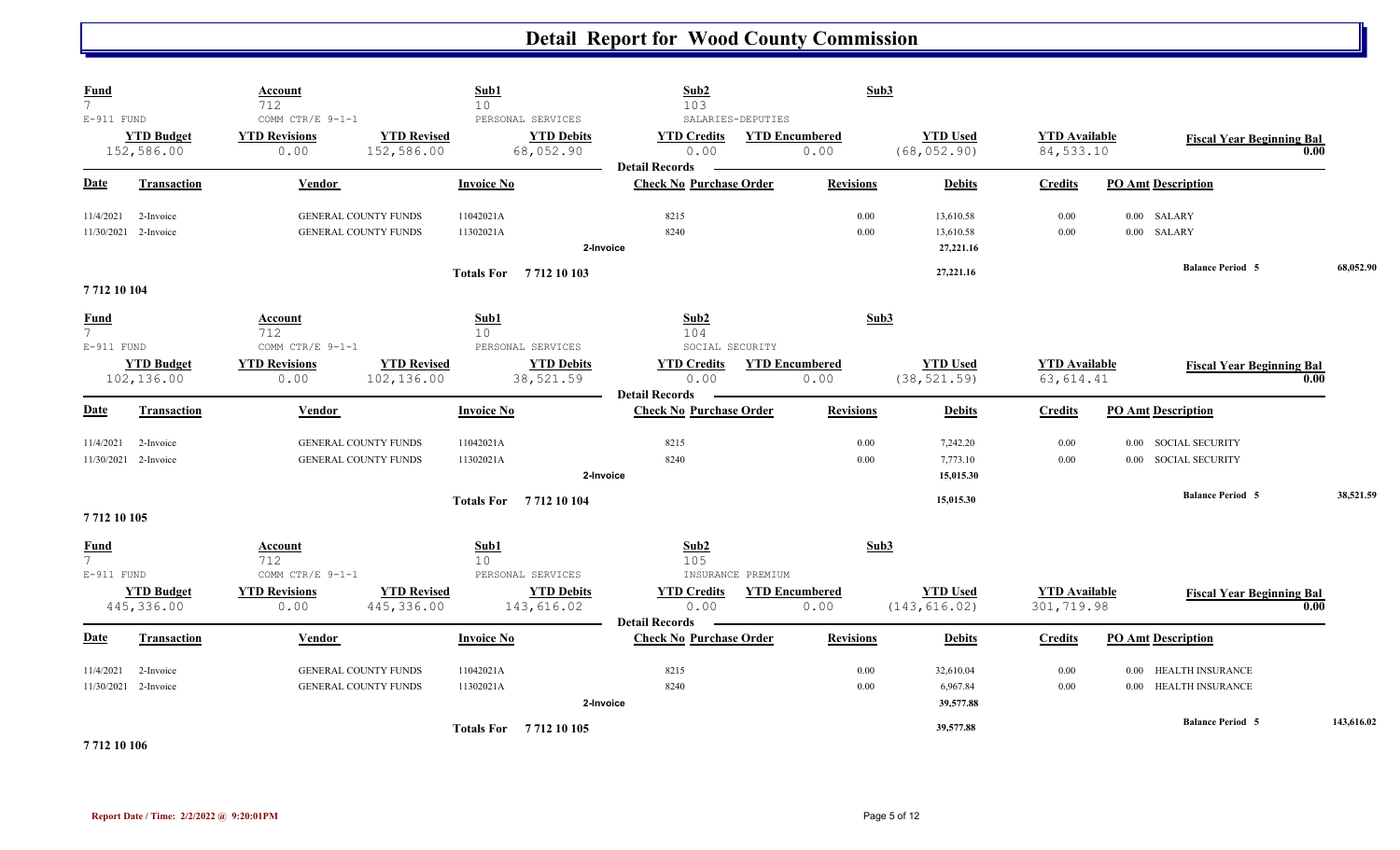# Detail Report for Wood County Commission

| Fund | Account | Sub1 | Sub2 | Sub3 |
|---|---|---|---|---|
| 7 | 712 | 10 | 103 | |
| E-911 FUND | COMM CTR/E 9-1-1 | PERSONAL SERVICES | SALARIES-DEPUTIES | |

| YTD Budget | YTD Revisions | YTD Revised | YTD Debits | YTD Credits | YTD Encumbered | YTD Used | YTD Available | Fiscal Year Beginning Bal |
|---|---|---|---|---|---|---|---|---|
| 152,586.00 | 0.00 | 152,586.00 | 68,052.90 | 0.00 | 0.00 | (68,052.90) | 84,533.10 | 0.00 |

**Detail Records**

| Date | Transaction | Vendor | Invoice No | Check No | Purchase Order | Revisions | Debits | Credits | PO Amt | Description |
|---|---|---|---|---|---|---|---|---|---|---|
| 11/4/2021 | 2-Invoice | GENERAL COUNTY FUNDS | 11042021A | 8215 | | 0.00 | 13,610.58 | 0.00 | 0.00 | SALARY |
| 11/30/2021 | 2-Invoice | GENERAL COUNTY FUNDS | 11302021A | 8240 | | 0.00 | 13,610.58 | 0.00 | 0.00 | SALARY |
| | | | 2-Invoice | | | | 27,221.16 | | | |
| | | | Totals For 7 712 10 103 | | | | 27,221.16 | | | Balance Period 5 68,052.90 |

**7 712 10 104**

| Fund | Account | Sub1 | Sub2 | Sub3 |
|---|---|---|---|---|
| 7 | 712 | 10 | 104 | |
| E-911 FUND | COMM CTR/E 9-1-1 | PERSONAL SERVICES | SOCIAL SECURITY | |

| YTD Budget | YTD Revisions | YTD Revised | YTD Debits | YTD Credits | YTD Encumbered | YTD Used | YTD Available | Fiscal Year Beginning Bal |
|---|---|---|---|---|---|---|---|---|
| 102,136.00 | 0.00 | 102,136.00 | 38,521.59 | 0.00 | 0.00 | (38,521.59) | 63,614.41 | 0.00 |

**Detail Records**

| Date | Transaction | Vendor | Invoice No | Check No | Purchase Order | Revisions | Debits | Credits | PO Amt | Description |
|---|---|---|---|---|---|---|---|---|---|---|
| 11/4/2021 | 2-Invoice | GENERAL COUNTY FUNDS | 11042021A | 8215 | | 0.00 | 7,242.20 | 0.00 | 0.00 | SOCIAL SECURITY |
| 11/30/2021 | 2-Invoice | GENERAL COUNTY FUNDS | 11302021A | 8240 | | 0.00 | 7,773.10 | 0.00 | 0.00 | SOCIAL SECURITY |
| | | | 2-Invoice | | | | 15,015.30 | | | |
| | | | Totals For 7 712 10 104 | | | | 15,015.30 | | | Balance Period 5 38,521.59 |

**7 712 10 105**

| Fund | Account | Sub1 | Sub2 | Sub3 |
|---|---|---|---|---|
| 7 | 712 | 10 | 105 | |
| E-911 FUND | COMM CTR/E 9-1-1 | PERSONAL SERVICES | INSURANCE PREMIUM | |

| YTD Budget | YTD Revisions | YTD Revised | YTD Debits | YTD Credits | YTD Encumbered | YTD Used | YTD Available | Fiscal Year Beginning Bal |
|---|---|---|---|---|---|---|---|---|
| 445,336.00 | 0.00 | 445,336.00 | 143,616.02 | 0.00 | 0.00 | (143,616.02) | 301,719.98 | 0.00 |

**Detail Records**

| Date | Transaction | Vendor | Invoice No | Check No | Purchase Order | Revisions | Debits | Credits | PO Amt | Description |
|---|---|---|---|---|---|---|---|---|---|---|
| 11/4/2021 | 2-Invoice | GENERAL COUNTY FUNDS | 11042021A | 8215 | | 0.00 | 32,610.04 | 0.00 | 0.00 | HEALTH INSURANCE |
| 11/30/2021 | 2-Invoice | GENERAL COUNTY FUNDS | 11302021A | 8240 | | 0.00 | 6,967.84 | 0.00 | 0.00 | HEALTH INSURANCE |
| | | | 2-Invoice | | | | 39,577.88 | | | |
| | | | Totals For 7 712 10 105 | | | | 39,577.88 | | | Balance Period 5 143,616.02 |

**7 712 10 106**

Report Date / Time: 2/2/2022 @ 9:20:01PM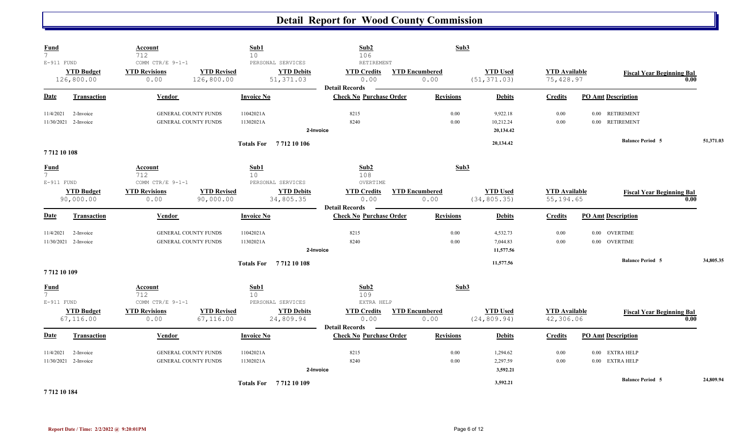# Detail Report for Wood County Commission

| Fund | Account | | Sub1 | Sub2 | | Sub3 | | |
|---|---|---|---|---|---|---|---|---|
| 7 | 712 | | 10 | 106 | | | | |
| E-911 FUND | COMM CTR/E 9-1-1 | | PERSONAL SERVICES | RETIREMENT | | | | |
| **YTD Budget** | **YTD Revisions** | **YTD Revised** | **YTD Debits** | **YTD Credits** | **YTD Encumbered** | **YTD Used** | **YTD Available** | **Fiscal Year Beginning Bal** |
| 126,800.00 | 0.00 | 126,800.00 | 51,371.03 | 0.00 | 0.00 | (51,371.03) | 75,428.97 | 0.00 |

**Detail Records**

| Date | Transaction | Vendor | Invoice No | Check No | Purchase Order | Revisions | Debits | Credits | PO Amt | Description |
|---|---|---|---|---|---|---|---|---|---|---|
| 11/4/2021 | 2-Invoice | GENERAL COUNTY FUNDS | 11042021A | 8215 | | 0.00 | 9,922.18 | 0.00 | 0.00 | RETIREMENT |
| 11/30/2021 | 2-Invoice | GENERAL COUNTY FUNDS | 11302021A | 8240 | | 0.00 | 10,212.24 | 0.00 | 0.00 | RETIREMENT |
| | | | | 2-Invoice | | | 20,134.42 | | | |
| | | Totals For | 7 712 10 106 | | | | 20,134.42 | | | Balance Period 5 51,371.03 |

**7 712 10 108**

| Fund | Account | | Sub1 | Sub2 | | Sub3 | | |
|---|---|---|---|---|---|---|---|---|
| 7 | 712 | | 10 | 108 | | | | |
| E-911 FUND | COMM CTR/E 9-1-1 | | PERSONAL SERVICES | OVERTIME | | | | |
| **YTD Budget** | **YTD Revisions** | **YTD Revised** | **YTD Debits** | **YTD Credits** | **YTD Encumbered** | **YTD Used** | **YTD Available** | **Fiscal Year Beginning Bal** |
| 90,000.00 | 0.00 | 90,000.00 | 34,805.35 | 0.00 | 0.00 | (34,805.35) | 55,194.65 | 0.00 |

**Detail Records**

| Date | Transaction | Vendor | Invoice No | Check No | Purchase Order | Revisions | Debits | Credits | PO Amt | Description |
|---|---|---|---|---|---|---|---|---|---|---|
| 11/4/2021 | 2-Invoice | GENERAL COUNTY FUNDS | 11042021A | 8215 | | 0.00 | 4,532.73 | 0.00 | 0.00 | OVERTIME |
| 11/30/2021 | 2-Invoice | GENERAL COUNTY FUNDS | 11302021A | 8240 | | 0.00 | 7,044.83 | 0.00 | 0.00 | OVERTIME |
| | | | | 2-Invoice | | | 11,577.56 | | | |
| | | Totals For | 7 712 10 108 | | | | 11,577.56 | | | Balance Period 5 34,805.35 |

**7 712 10 109**

| Fund | Account | | Sub1 | Sub2 | | Sub3 | | |
|---|---|---|---|---|---|---|---|---|
| 7 | 712 | | 10 | 109 | | | | |
| E-911 FUND | COMM CTR/E 9-1-1 | | PERSONAL SERVICES | EXTRA HELP | | | | |
| **YTD Budget** | **YTD Revisions** | **YTD Revised** | **YTD Debits** | **YTD Credits** | **YTD Encumbered** | **YTD Used** | **YTD Available** | **Fiscal Year Beginning Bal** |
| 67,116.00 | 0.00 | 67,116.00 | 24,809.94 | 0.00 | 0.00 | (24,809.94) | 42,306.06 | 0.00 |

**Detail Records**

| Date | Transaction | Vendor | Invoice No | Check No | Purchase Order | Revisions | Debits | Credits | PO Amt | Description |
|---|---|---|---|---|---|---|---|---|---|---|
| 11/4/2021 | 2-Invoice | GENERAL COUNTY FUNDS | 11042021A | 8215 | | 0.00 | 1,294.62 | 0.00 | 0.00 | EXTRA HELP |
| 11/30/2021 | 2-Invoice | GENERAL COUNTY FUNDS | 11302021A | 8240 | | 0.00 | 2,297.59 | 0.00 | 0.00 | EXTRA HELP |
| | | | | 2-Invoice | | | 3,592.21 | | | |
| | | Totals For | 7 712 10 109 | | | | 3,592.21 | | | Balance Period 5 24,809.94 |

**7 712 10 184**

Report Date / Time: 2/2/2022 @ 9:20:01PM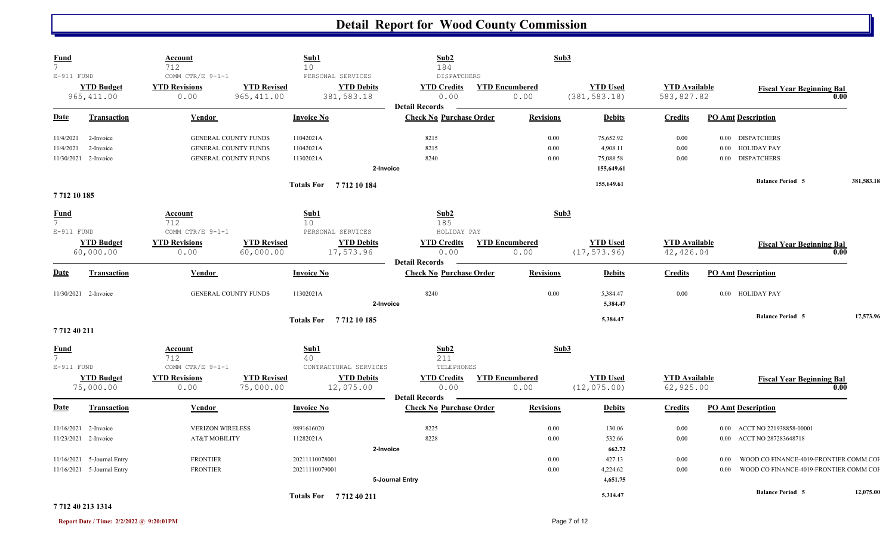# Detail Report for Wood County Commission

| Fund | Account | Sub1 | Sub2 | Sub3 |
|---|---|---|---|---|
| 7 | 712 | 10 | 184 | |
| E-911 FUND | COMM CTR/E 9-1-1 | PERSONAL SERVICES | DISPATCHERS | |

| YTD Budget | YTD Revisions | YTD Revised | YTD Debits | YTD Credits | YTD Encumbered | YTD Used | YTD Available | Fiscal Year Beginning Bal |
|---|---|---|---|---|---|---|---|---|
| 965,411.00 | 0.00 | 965,411.00 | 381,583.18 | 0.00 | 0.00 | (381,583.18) | 583,827.82 | 0.00 |

**Detail Records**

| Date | Transaction | Vendor | Invoice No | Check No | Purchase Order | Revisions | Debits | Credits | PO Amt | Description |
|---|---|---|---|---|---|---|---|---|---|---|
| 11/4/2021 | 2-Invoice | GENERAL COUNTY FUNDS | 11042021A | 8215 | | 0.00 | 75,652.92 | 0.00 | 0.00 | DISPATCHERS |
| 11/4/2021 | 2-Invoice | GENERAL COUNTY FUNDS | 11042021A | 8215 | | 0.00 | 4,908.11 | 0.00 | 0.00 | HOLIDAY PAY |
| 11/30/2021 | 2-Invoice | GENERAL COUNTY FUNDS | 11302021A | 8240 | | 0.00 | 75,088.58 | 0.00 | 0.00 | DISPATCHERS |
| | | | | 2-Invoice | | | 155,649.61 | | | |
| | | | Totals For 7 712 10 184 | | | | 155,649.61 | | | Balance Period 5 — 381,583.18 |

**7 712 10 185**

| Fund | Account | Sub1 | Sub2 | Sub3 |
|---|---|---|---|---|
| 7 | 712 | 10 | 185 | |
| E-911 FUND | COMM CTR/E 9-1-1 | PERSONAL SERVICES | HOLIDAY PAY | |

| YTD Budget | YTD Revisions | YTD Revised | YTD Debits | YTD Credits | YTD Encumbered | YTD Used | YTD Available | Fiscal Year Beginning Bal |
|---|---|---|---|---|---|---|---|---|
| 60,000.00 | 0.00 | 60,000.00 | 17,573.96 | 0.00 | 0.00 | (17,573.96) | 42,426.04 | 0.00 |

**Detail Records**

| Date | Transaction | Vendor | Invoice No | Check No | Purchase Order | Revisions | Debits | Credits | PO Amt | Description |
|---|---|---|---|---|---|---|---|---|---|---|
| 11/30/2021 | 2-Invoice | GENERAL COUNTY FUNDS | 11302021A | 8240 | | 0.00 | 5,384.47 | 0.00 | 0.00 | HOLIDAY PAY |
| | | | | 2-Invoice | | | 5,384.47 | | | |
| | | | Totals For 7 712 10 185 | | | | 5,384.47 | | | Balance Period 5 — 17,573.96 |

**7 712 40 211**

| Fund | Account | Sub1 | Sub2 | Sub3 |
|---|---|---|---|---|
| 7 | 712 | 40 | 211 | |
| E-911 FUND | COMM CTR/E 9-1-1 | CONTRACTURAL SERVICES | TELEPHONES | |

| YTD Budget | YTD Revisions | YTD Revised | YTD Debits | YTD Credits | YTD Encumbered | YTD Used | YTD Available | Fiscal Year Beginning Bal |
|---|---|---|---|---|---|---|---|---|
| 75,000.00 | 0.00 | 75,000.00 | 12,075.00 | 0.00 | 0.00 | (12,075.00) | 62,925.00 | 0.00 |

**Detail Records**

| Date | Transaction | Vendor | Invoice No | Check No | Purchase Order | Revisions | Debits | Credits | PO Amt | Description |
|---|---|---|---|---|---|---|---|---|---|---|
| 11/16/2021 | 2-Invoice | VERIZON WIRELESS | 9891616020 | 8225 | | 0.00 | 130.06 | 0.00 | 0.00 | ACCT NO 221938858-00001 |
| 11/23/2021 | 2-Invoice | AT&T MOBILITY | 11282021A | 8228 | | 0.00 | 532.66 | 0.00 | 0.00 | ACCT NO 287283648718 |
| | | | | 2-Invoice | | | 662.72 | | | |
| 11/16/2021 | 5-Journal Entry | FRONTIER | 20211110078001 | | | 0.00 | 427.13 | 0.00 | 0.00 | WOOD CO FINANCE-4019-FRONTIER COMM COI |
| 11/16/2021 | 5-Journal Entry | FRONTIER | 20211110079001 | | | 0.00 | 4,224.62 | 0.00 | 0.00 | WOOD CO FINANCE-4019-FRONTIER COMM COI |
| | | | | 5-Journal Entry | | | 4,651.75 | | | |
| | | | Totals For 7 712 40 211 | | | | 5,314.47 | | | Balance Period 5 — 12,075.00 |

**7 712 40 213 1314**

Report Date / Time: 2/2/2022 @ 9:20:01PM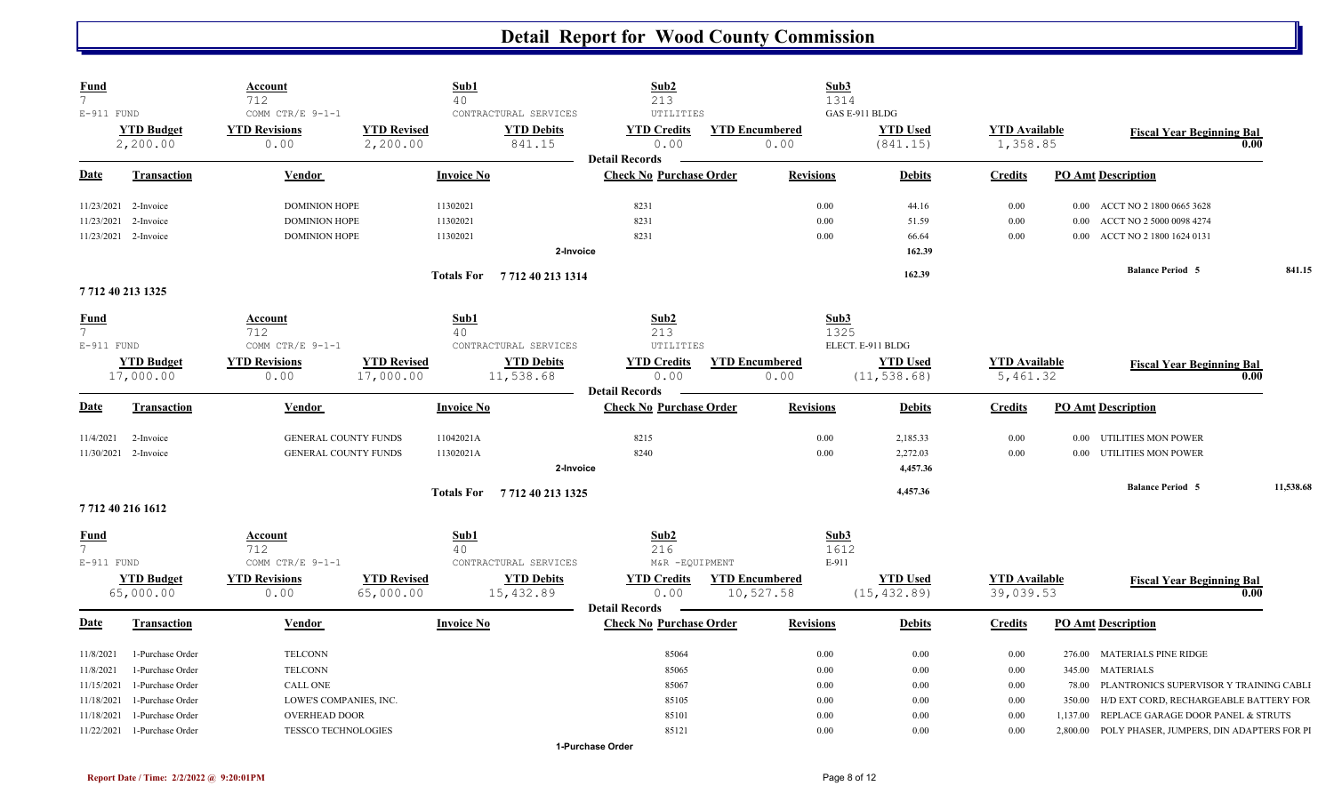# Detail Report for Wood County Commission

| Fund | Account | | Sub1 | Sub2 | | Sub3 | | | |
|---|---|---|---|---|---|---|---|---|---|
| 7 | 712 | | 40 | 213 | | 1314 | | | |
| E-911 FUND | COMM CTR/E 9-1-1 | | CONTRACTURAL SERVICES | UTILITIES | | GAS E-911 BLDG | | | |
| **YTD Budget** | **YTD Revisions** | **YTD Revised** | **YTD Debits** | **YTD Credits** | **YTD Encumbered** | **YTD Used** | **YTD Available** | **Fiscal Year Beginning Bal** | |
| 2,200.00 | 0.00 | 2,200.00 | 841.15 | 0.00 | 0.00 | (841.15) | 1,358.85 | 0.00 | |

**Detail Records**

| Date | Transaction | Vendor | Invoice No | Check No | Purchase Order | Revisions | Debits | Credits | PO Amt | Description |
|---|---|---|---|---|---|---|---|---|---|---|
| 11/23/2021 | 2-Invoice | DOMINION HOPE | 11302021 | 8231 | | 0.00 | 44.16 | 0.00 | 0.00 | ACCT NO 2 1800 0665 3628 |
| 11/23/2021 | 2-Invoice | DOMINION HOPE | 11302021 | 8231 | | 0.00 | 51.59 | 0.00 | 0.00 | ACCT NO 2 5000 0098 4274 |
| 11/23/2021 | 2-Invoice | DOMINION HOPE | 11302021 | 8231 | | 0.00 | 66.64 | 0.00 | 0.00 | ACCT NO 2 1800 1624 0131 |
| | | | | **2-Invoice** | | | **162.39** | | | |
| | | | **Totals For 7 712 40 213 1314** | | | | **162.39** | | | **Balance Period 5** 841.15 |

**7 712 40 213 1325**

| Fund | Account | | Sub1 | Sub2 | | Sub3 | | | |
|---|---|---|---|---|---|---|---|---|---|
| 7 | 712 | | 40 | 213 | | 1325 | | | |
| E-911 FUND | COMM CTR/E 9-1-1 | | CONTRACTURAL SERVICES | UTILITIES | | ELECT. E-911 BLDG | | | |
| **YTD Budget** | **YTD Revisions** | **YTD Revised** | **YTD Debits** | **YTD Credits** | **YTD Encumbered** | **YTD Used** | **YTD Available** | **Fiscal Year Beginning Bal** | |
| 17,000.00 | 0.00 | 17,000.00 | 11,538.68 | 0.00 | 0.00 | (11,538.68) | 5,461.32 | 0.00 | |

**Detail Records**

| Date | Transaction | Vendor | Invoice No | Check No | Purchase Order | Revisions | Debits | Credits | PO Amt | Description |
|---|---|---|---|---|---|---|---|---|---|---|
| 11/4/2021 | 2-Invoice | GENERAL COUNTY FUNDS | 11042021A | 8215 | | 0.00 | 2,185.33 | 0.00 | 0.00 | UTILITIES MON POWER |
| 11/30/2021 | 2-Invoice | GENERAL COUNTY FUNDS | 11302021A | 8240 | | 0.00 | 2,272.03 | 0.00 | 0.00 | UTILITIES MON POWER |
| | | | | **2-Invoice** | | | **4,457.36** | | | |
| | | | **Totals For 7 712 40 213 1325** | | | | **4,457.36** | | | **Balance Period 5** 11,538.68 |

**7 712 40 216 1612**

| Fund | Account | | Sub1 | Sub2 | | Sub3 | | | |
|---|---|---|---|---|---|---|---|---|---|
| 7 | 712 | | 40 | 216 | | 1612 | | | |
| E-911 FUND | COMM CTR/E 9-1-1 | | CONTRACTURAL SERVICES | M&R -EQUIPMENT | | E-911 | | | |
| **YTD Budget** | **YTD Revisions** | **YTD Revised** | **YTD Debits** | **YTD Credits** | **YTD Encumbered** | **YTD Used** | **YTD Available** | **Fiscal Year Beginning Bal** | |
| 65,000.00 | 0.00 | 65,000.00 | 15,432.89 | 0.00 | 10,527.58 | (15,432.89) | 39,039.53 | 0.00 | |

**Detail Records**

| Date | Transaction | Vendor | Invoice No | Check No | Purchase Order | Revisions | Debits | Credits | PO Amt | Description |
|---|---|---|---|---|---|---|---|---|---|---|
| 11/8/2021 | 1-Purchase Order | TELCONN | | | 85064 | 0.00 | 0.00 | 0.00 | 276.00 | MATERIALS PINE RIDGE |
| 11/8/2021 | 1-Purchase Order | TELCONN | | | 85065 | 0.00 | 0.00 | 0.00 | 345.00 | MATERIALS |
| 11/15/2021 | 1-Purchase Order | CALL ONE | | | 85067 | 0.00 | 0.00 | 0.00 | 78.00 | PLANTRONICS SUPERVISOR Y TRAINING CABLI |
| 11/18/2021 | 1-Purchase Order | LOWE'S COMPANIES, INC. | | | 85105 | 0.00 | 0.00 | 0.00 | 350.00 | H/D EXT CORD, RECHARGEABLE BATTERY FOR |
| 11/18/2021 | 1-Purchase Order | OVERHEAD DOOR | | | 85101 | 0.00 | 0.00 | 0.00 | 1,137.00 | REPLACE GARAGE DOOR PANEL & STRUTS |
| 11/22/2021 | 1-Purchase Order | TESSCO TECHNOLOGIES | | | 85121 | 0.00 | 0.00 | 0.00 | 2,800.00 | POLY PHASER, JUMPERS, DIN ADAPTERS FOR PI |

**1-Purchase Order**

Report Date / Time: 2/2/2022 @ 9:20:01PM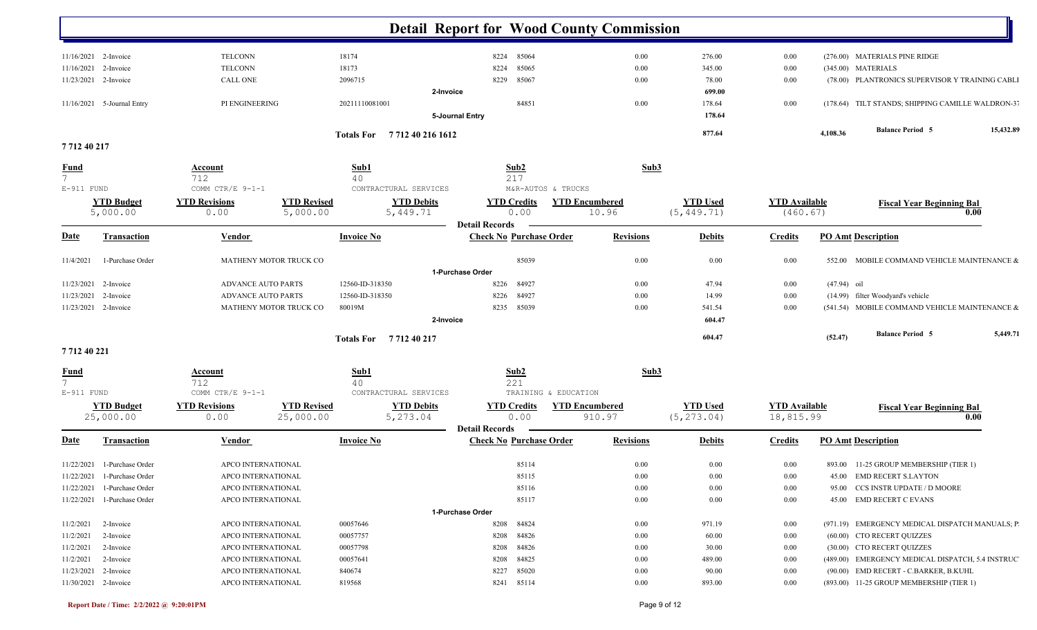# Detail Report for Wood County Commission

| Date | Transaction | Vendor | Invoice No | Check No | Purchase Order | Revisions | Debits | Credits | PO Amt | Description |
|---|---|---|---|---|---|---|---|---|---|---|
| 11/16/2021 | 2-Invoice | TELCONN | 18174 | 8224 | 85064 | 0.00 | 276.00 | 0.00 | (276.00) | MATERIALS PINE RIDGE |
| 11/16/2021 | 2-Invoice | TELCONN | 18173 | 8224 | 85065 | 0.00 | 345.00 | 0.00 | (345.00) | MATERIALS |
| 11/23/2021 | 2-Invoice | CALL ONE | 2096715 | 8229 | 85067 | 0.00 | 78.00 | 0.00 | (78.00) | PLANTRONICS SUPERVISOR Y TRAINING CABLI |
| | | | 2-Invoice | | | | 699.00 | | | |
| 11/16/2021 | 5-Journal Entry | PI ENGINEERING | 20211110081001 | | 84851 | 0.00 | 178.64 | 0.00 | (178.64) | TILT STANDS; SHIPPING CAMILLE WALDRON-37 |
| | | | 5-Journal Entry | | | | 178.64 | | | |
| | | | Totals For 7 712 40 216 1612 | | | | 877.64 | | 4,108.36 | Balance Period 5 — 15,432.89 |

## 7 712 40 217

| Fund | Account | Sub1 | Sub2 | Sub3 |
|---|---|---|---|---|
| 7 | 712 | 40 | 217 | |
| E-911 FUND | COMM CTR/E 9-1-1 | CONTRACTUAL SERVICES | M&R-AUTOS & TRUCKS | |

| YTD Budget | YTD Revisions | YTD Revised | YTD Debits | YTD Credits | YTD Encumbered | YTD Used | YTD Available | Fiscal Year Beginning Bal |
|---|---|---|---|---|---|---|---|---|
| 5,000.00 | 0.00 | 5,000.00 | 5,449.71 | 0.00 | 10.96 | (5,449.71) | (460.67) | 0.00 |

**Detail Records**

| Date | Transaction | Vendor | Invoice No | Check No | Purchase Order | Revisions | Debits | Credits | PO Amt | Description |
|---|---|---|---|---|---|---|---|---|---|---|
| 11/4/2021 | 1-Purchase Order | MATHENY MOTOR TRUCK CO | | | 85039 | 0.00 | 0.00 | 0.00 | 552.00 | MOBILE COMMAND VEHICLE MAINTENANCE & |
| | | | 1-Purchase Order | | | | | | | |
| 11/23/2021 | 2-Invoice | ADVANCE AUTO PARTS | 12560-ID-318350 | 8226 | 84927 | 0.00 | 47.94 | 0.00 | (47.94) | oil |
| 11/23/2021 | 2-Invoice | ADVANCE AUTO PARTS | 12560-ID-318350 | 8226 | 84927 | 0.00 | 14.99 | 0.00 | (14.99) | filter Woodyard's vehicle |
| 11/23/2021 | 2-Invoice | MATHENY MOTOR TRUCK CO | 80019M | 8235 | 85039 | 0.00 | 541.54 | 0.00 | (541.54) | MOBILE COMMAND VEHICLE MAINTENANCE & |
| | | | 2-Invoice | | | | 604.47 | | | |
| | | | Totals For 7 712 40 217 | | | | 604.47 | | (52.47) | Balance Period 5 — 5,449.71 |

## 7 712 40 221

| Fund | Account | Sub1 | Sub2 | Sub3 |
|---|---|---|---|---|
| 7 | 712 | 40 | 221 | |
| E-911 FUND | COMM CTR/E 9-1-1 | CONTRACTUAL SERVICES | TRAINING & EDUCATION | |

| YTD Budget | YTD Revisions | YTD Revised | YTD Debits | YTD Credits | YTD Encumbered | YTD Used | YTD Available | Fiscal Year Beginning Bal |
|---|---|---|---|---|---|---|---|---|
| 25,000.00 | 0.00 | 25,000.00 | 5,273.04 | 0.00 | 910.97 | (5,273.04) | 18,815.99 | 0.00 |

**Detail Records**

| Date | Transaction | Vendor | Invoice No | Check No | Purchase Order | Revisions | Debits | Credits | PO Amt | Description |
|---|---|---|---|---|---|---|---|---|---|---|
| 11/22/2021 | 1-Purchase Order | APCO INTERNATIONAL | | | 85114 | 0.00 | 0.00 | 0.00 | 893.00 | 11-25 GROUP MEMBERSHIP (TIER 1) |
| 11/22/2021 | 1-Purchase Order | APCO INTERNATIONAL | | | 85115 | 0.00 | 0.00 | 0.00 | 45.00 | EMD RECERT S.LAYTON |
| 11/22/2021 | 1-Purchase Order | APCO INTERNATIONAL | | | 85116 | 0.00 | 0.00 | 0.00 | 95.00 | CCS INSTR UPDATE / D MOORE |
| 11/22/2021 | 1-Purchase Order | APCO INTERNATIONAL | | | 85117 | 0.00 | 0.00 | 0.00 | 45.00 | EMD RECERT C EVANS |
| | | | 1-Purchase Order | | | | | | | |
| 11/2/2021 | 2-Invoice | APCO INTERNATIONAL | 00057646 | 8208 | 84824 | 0.00 | 971.19 | 0.00 | (971.19) | EMERGENCY MEDICAL DISPATCH MANUALS; P |
| 11/2/2021 | 2-Invoice | APCO INTERNATIONAL | 00057757 | 8208 | 84826 | 0.00 | 60.00 | 0.00 | (60.00) | CTO RECERT QUIZZES |
| 11/2/2021 | 2-Invoice | APCO INTERNATIONAL | 00057798 | 8208 | 84826 | 0.00 | 30.00 | 0.00 | (30.00) | CTO RECERT QUIZZES |
| 11/2/2021 | 2-Invoice | APCO INTERNATIONAL | 00057641 | 8208 | 84825 | 0.00 | 489.00 | 0.00 | (489.00) | EMERGENCY MEDICAL DISPATCH, 5.4 INSTRUC |
| 11/23/2021 | 2-Invoice | APCO INTERNATIONAL | 840674 | 8227 | 85020 | 0.00 | 90.00 | 0.00 | (90.00) | EMD RECERT - C.BARKER, B.KUHL |
| 11/30/2021 | 2-Invoice | APCO INTERNATIONAL | 819568 | 8241 | 85114 | 0.00 | 893.00 | 0.00 | (893.00) | 11-25 GROUP MEMBERSHIP (TIER 1) |

Report Date / Time: 2/2/2022 @ 9:20:01PM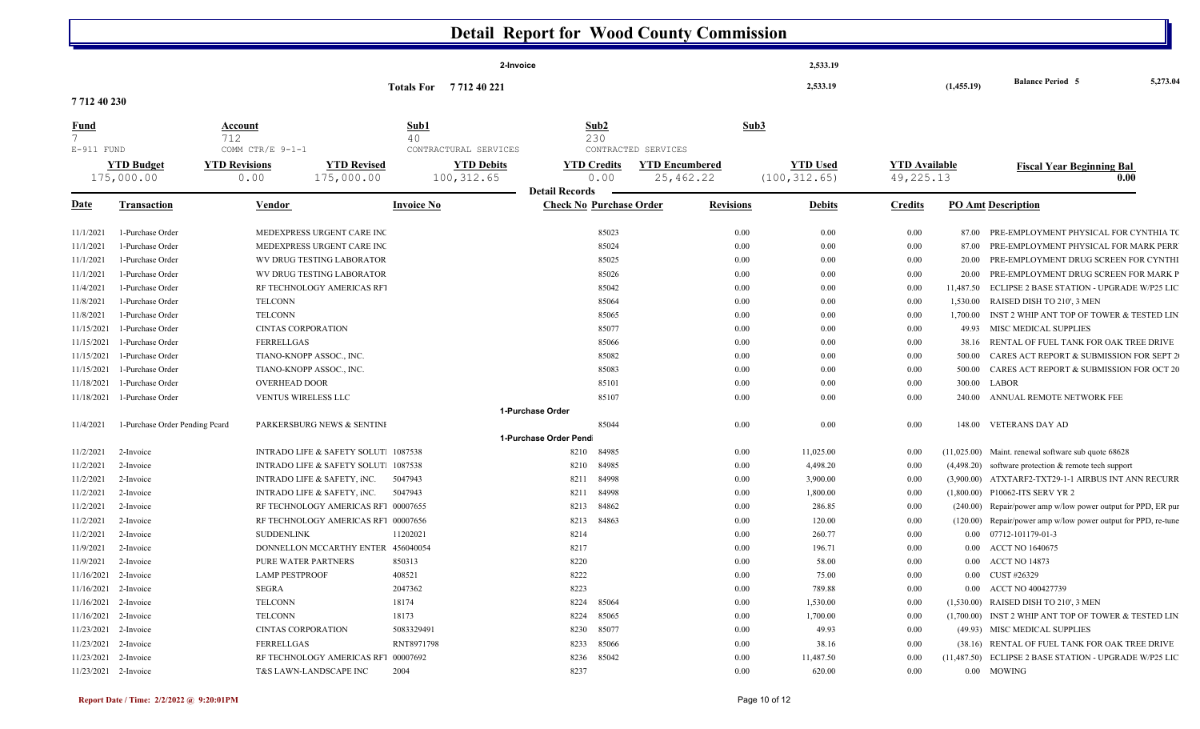# Detail Report for Wood County Commission

| | | | | |
|---|---|---|---|---|
| | | 2-Invoice | 2,533.19 | | |
| Totals For 7 712 40 221 | | | 2,533.19 | (1,455.19) | Balance Period 5 | 5,273.04 |

**7 712 40 230**

| Fund | Account | Sub1 | Sub2 | Sub3 |
|---|---|---|---|---|
| 7 | 712 | 40 | 230 | |
| E-911 FUND | COMM CTR/E 9-1-1 | CONTRACTUAL SERVICES | CONTRACTED SERVICES | |

| YTD Budget | YTD Revisions | YTD Revised | YTD Debits | YTD Credits | YTD Encumbered | YTD Used | YTD Available | Fiscal Year Beginning Bal |
|---|---|---|---|---|---|---|---|---|
| 175,000.00 | 0.00 | 175,000.00 | 100,312.65 | 0.00 | 25,462.22 | (100,312.65) | 49,225.13 | 0.00 |

**Detail Records**

| Date | Transaction | Vendor | Invoice No | Check No | Purchase Order | Revisions | Debits | Credits | PO Amt | Description |
|---|---|---|---|---|---|---|---|---|---|---|
| 11/1/2021 | 1-Purchase Order | MEDEXPRESS URGENT CARE INC | | | 85023 | 0.00 | 0.00 | 0.00 | 87.00 | PRE-EMPLOYMENT PHYSICAL FOR CYNTHIA TC |
| 11/1/2021 | 1-Purchase Order | MEDEXPRESS URGENT CARE INC | | | 85024 | 0.00 | 0.00 | 0.00 | 87.00 | PRE-EMPLOYMENT PHYSICAL FOR MARK PERR |
| 11/1/2021 | 1-Purchase Order | WV DRUG TESTING LABORATOR | | | 85025 | 0.00 | 0.00 | 0.00 | 20.00 | PRE-EMPLOYMENT DRUG SCREEN FOR CYNTHI |
| 11/1/2021 | 1-Purchase Order | WV DRUG TESTING LABORATOR | | | 85026 | 0.00 | 0.00 | 0.00 | 20.00 | PRE-EMPLOYMENT DRUG SCREEN FOR MARK P |
| 11/4/2021 | 1-Purchase Order | RF TECHNOLOGY AMERICAS RFI | | | 85042 | 0.00 | 0.00 | 0.00 | 11,487.50 | ECLIPSE 2 BASE STATION - UPGRADE W/P25 LIC |
| 11/8/2021 | 1-Purchase Order | TELCONN | | | 85064 | 0.00 | 0.00 | 0.00 | 1,530.00 | RAISED DISH TO 210', 3 MEN |
| 11/8/2021 | 1-Purchase Order | TELCONN | | | 85065 | 0.00 | 0.00 | 0.00 | 1,700.00 | INST 2 WHIP ANT TOP OF TOWER & TESTED LIN |
| 11/15/2021 | 1-Purchase Order | CINTAS CORPORATION | | | 85077 | 0.00 | 0.00 | 0.00 | 49.93 | MISC MEDICAL SUPPLIES |
| 11/15/2021 | 1-Purchase Order | FERRELLGAS | | | 85066 | 0.00 | 0.00 | 0.00 | 38.16 | RENTAL OF FUEL TANK FOR OAK TREE DRIVE |
| 11/15/2021 | 1-Purchase Order | TIANO-KNOPP ASSOC., INC. | | | 85082 | 0.00 | 0.00 | 0.00 | 500.00 | CARES ACT REPORT & SUBMISSION FOR SEPT 2 |
| 11/15/2021 | 1-Purchase Order | TIANO-KNOPP ASSOC., INC. | | | 85083 | 0.00 | 0.00 | 0.00 | 500.00 | CARES ACT REPORT & SUBMISSION FOR OCT 20 |
| 11/18/2021 | 1-Purchase Order | OVERHEAD DOOR | | | 85101 | 0.00 | 0.00 | 0.00 | 300.00 | LABOR |
| 11/18/2021 | 1-Purchase Order | VENTUS WIRELESS LLC | | | 85107 | 0.00 | 0.00 | 0.00 | 240.00 | ANNUAL REMOTE NETWORK FEE |
| | | | | 1-Purchase Order | | | | | | |
| 11/4/2021 | 1-Purchase Order Pending Pcard | PARKERSBURG NEWS & SENTINI | | | 85044 | 0.00 | 0.00 | 0.00 | 148.00 | VETERANS DAY AD |
| | | | | 1-Purchase Order Pend | | | | | | |
| 11/2/2021 | 2-Invoice | INTRADO LIFE & SAFETY SOLUTI | 1087538 | 8210 | 84985 | 0.00 | 11,025.00 | 0.00 | (11,025.00) | Maint. renewal software sub quote 68628 |
| 11/2/2021 | 2-Invoice | INTRADO LIFE & SAFETY SOLUTI | 1087538 | 8210 | 84985 | 0.00 | 4,498.20 | 0.00 | (4,498.20) | software protection & remote tech support |
| 11/2/2021 | 2-Invoice | INTRADO LIFE & SAFETY, iNC. | 5047943 | 8211 | 84998 | 0.00 | 3,900.00 | 0.00 | (3,900.00) | ATXTARF2-TXT29-1-1 AIRBUS INT ANN RECURR |
| 11/2/2021 | 2-Invoice | INTRADO LIFE & SAFETY, iNC. | 5047943 | 8211 | 84998 | 0.00 | 1,800.00 | 0.00 | (1,800.00) | P10062-ITS SERV YR 2 |
| 11/2/2021 | 2-Invoice | RF TECHNOLOGY AMERICAS RFI | 00007655 | 8213 | 84862 | 0.00 | 286.85 | 0.00 | (240.00) | Repair/power amp w/low power output for PPD, ER pur |
| 11/2/2021 | 2-Invoice | RF TECHNOLOGY AMERICAS RFI | 00007656 | 8213 | 84863 | 0.00 | 120.00 | 0.00 | (120.00) | Repair/power amp w/low power output for PPD, re-tune |
| 11/2/2021 | 2-Invoice | SUDDENLINK | 11202021 | 8214 | | 0.00 | 260.77 | 0.00 | 0.00 | 07712-101179-01-3 |
| 11/9/2021 | 2-Invoice | DONNELLON MCCARTHY ENTER | 456040054 | 8217 | | 0.00 | 196.71 | 0.00 | 0.00 | ACCT NO 1640675 |
| 11/9/2021 | 2-Invoice | PURE WATER PARTNERS | 850313 | 8220 | | 0.00 | 58.00 | 0.00 | 0.00 | ACCT NO 14873 |
| 11/16/2021 | 2-Invoice | LAMP PESTPROOF | 408521 | 8222 | | 0.00 | 75.00 | 0.00 | 0.00 | CUST #26329 |
| 11/16/2021 | 2-Invoice | SEGRA | 2047362 | 8223 | | 0.00 | 789.88 | 0.00 | 0.00 | ACCT NO 400427739 |
| 11/16/2021 | 2-Invoice | TELCONN | 18174 | 8224 | 85064 | 0.00 | 1,530.00 | 0.00 | (1,530.00) | RAISED DISH TO 210', 3 MEN |
| 11/16/2021 | 2-Invoice | TELCONN | 18173 | 8224 | 85065 | 0.00 | 1,700.00 | 0.00 | (1,700.00) | INST 2 WHIP ANT TOP OF TOWER & TESTED LIN |
| 11/23/2021 | 2-Invoice | CINTAS CORPORATION | 5083329491 | 8230 | 85077 | 0.00 | 49.93 | 0.00 | (49.93) | MISC MEDICAL SUPPLIES |
| 11/23/2021 | 2-Invoice | FERRELLGAS | RNT8971798 | 8233 | 85066 | 0.00 | 38.16 | 0.00 | (38.16) | RENTAL OF FUEL TANK FOR OAK TREE DRIVE |
| 11/23/2021 | 2-Invoice | RF TECHNOLOGY AMERICAS RFI | 00007692 | 8236 | 85042 | 0.00 | 11,487.50 | 0.00 | (11,487.50) | ECLIPSE 2 BASE STATION - UPGRADE W/P25 LIC |
| 11/23/2021 | 2-Invoice | T&S LAWN-LANDSCAPE INC | 2004 | 8237 | | 0.00 | 620.00 | 0.00 | 0.00 | MOWING |

Report Date / Time: 2/2/2022 @ 9:20:01PM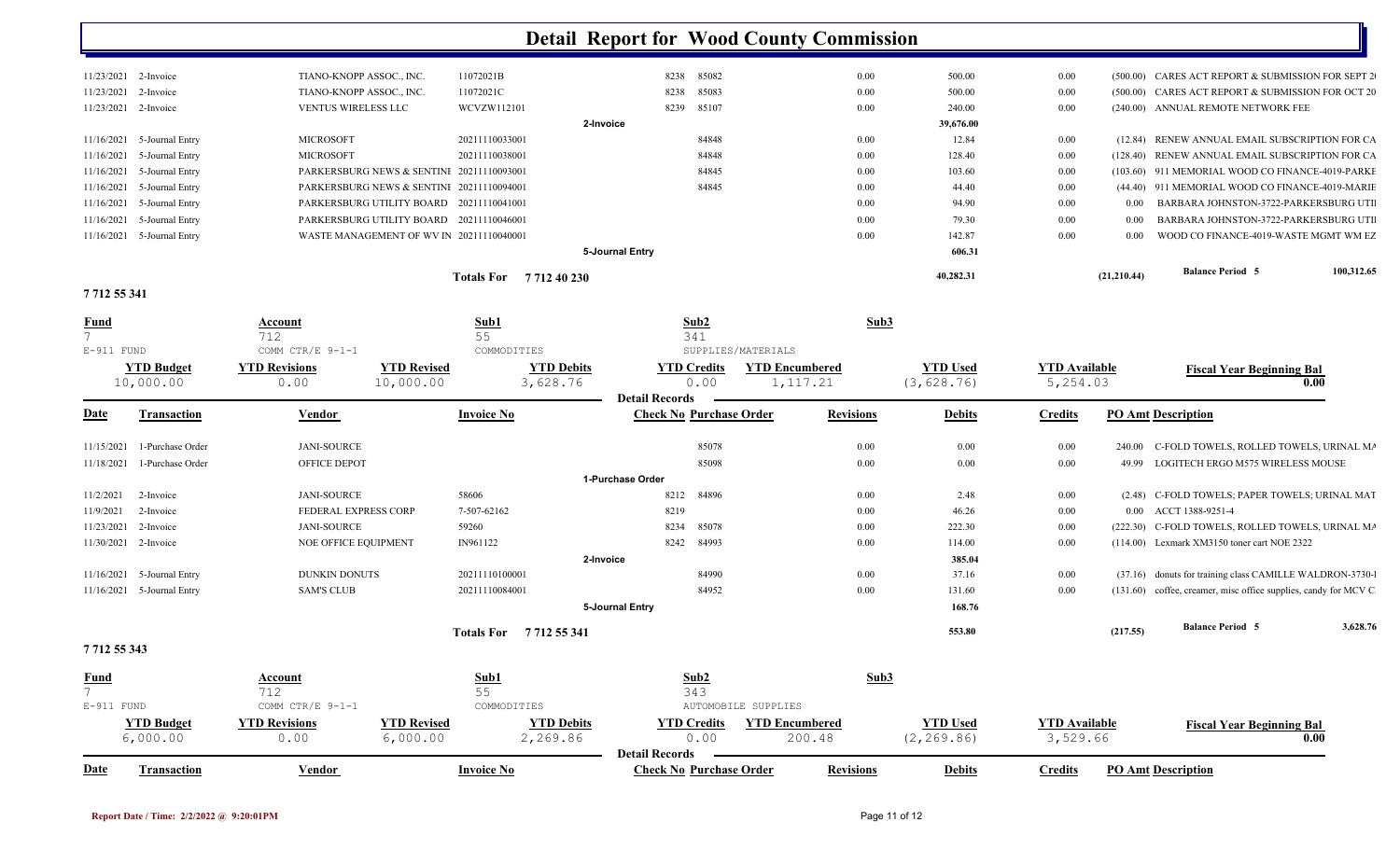# Detail Report for Wood County Commission

| Date | Transaction | Vendor | Invoice No | Check No | Purchase Order | Revisions | Debits | Credits | PO Amt | Description |
|---|---|---|---|---|---|---|---|---|---|---|
| 11/23/2021 | 2-Invoice | TIANO-KNOPP ASSOC., INC. | 11072021B | 8238 | 85082 | 0.00 | 500.00 | 0.00 | (500.00) | CARES ACT REPORT & SUBMISSION FOR SEPT 2 |
| 11/23/2021 | 2-Invoice | TIANO-KNOPP ASSOC., INC. | 11072021C | 8238 | 85083 | 0.00 | 500.00 | 0.00 | (500.00) | CARES ACT REPORT & SUBMISSION FOR OCT 20 |
| 11/23/2021 | 2-Invoice | VENTUS WIRELESS LLC | WCVZW112101 | 8239 | 85107 | 0.00 | 240.00 | 0.00 | (240.00) | ANNUAL REMOTE NETWORK FEE |
| | | | | 2-Invoice | | | 39,676.00 | | | |
| 11/16/2021 | 5-Journal Entry | MICROSOFT | 20211110033001 | | 84848 | 0.00 | 12.84 | 0.00 | (12.84) | RENEW ANNUAL EMAIL SUBSCRIPTION FOR CA |
| 11/16/2021 | 5-Journal Entry | MICROSOFT | 20211110038001 | | 84848 | 0.00 | 128.40 | 0.00 | (128.40) | RENEW ANNUAL EMAIL SUBSCRIPTION FOR CA |
| 11/16/2021 | 5-Journal Entry | PARKERSBURG NEWS & SENTINE | 20211110093001 | | 84845 | 0.00 | 103.60 | 0.00 | (103.60) | 911 MEMORIAL WOOD CO FINANCE-4019-PARKE |
| 11/16/2021 | 5-Journal Entry | PARKERSBURG NEWS & SENTINE | 20211110094001 | | 84845 | 0.00 | 44.40 | 0.00 | (44.40) | 911 MEMORIAL WOOD CO FINANCE-4019-MARIE |
| 11/16/2021 | 5-Journal Entry | PARKERSBURG UTILITY BOARD | 20211110041001 | | | 0.00 | 94.90 | 0.00 | 0.00 | BARBARA JOHNSTON-3722-PARKERSBURG UTIL |
| 11/16/2021 | 5-Journal Entry | PARKERSBURG UTILITY BOARD | 20211110046001 | | | 0.00 | 79.30 | 0.00 | 0.00 | BARBARA JOHNSTON-3722-PARKERSBURG UTIL |
| 11/16/2021 | 5-Journal Entry | WASTE MANAGEMENT OF WV IN | 20211110040001 | | | 0.00 | 142.87 | 0.00 | 0.00 | WOOD CO FINANCE-4019-WASTE MGMT WM EZ |
| | | | | 5-Journal Entry | | | 606.31 | | | |
| | | | Totals For 7 712 40 230 | | | | 40,282.31 | | (21,210.44) | Balance Period 5 100,312.65 |

**7 712 55 341**

| Fund | Account | | Sub1 | Sub2 | | Sub3 | | | |
|---|---|---|---|---|---|---|---|---|---|
| 7 | 712 | | 55 | 341 | | | | | |
| E-911 FUND | COMM CTR/E 9-1-1 | | COMMODITIES | SUPPLIES/MATERIALS | | | | | |
| **YTD Budget** | **YTD Revisions** | **YTD Revised** | **YTD Debits** | **YTD Credits** | **YTD Encumbered** | **YTD Used** | **YTD Available** | **Fiscal Year Beginning Bal** | |
| 10,000.00 | 0.00 | 10,000.00 | 3,628.76 | 0.00 | 1,117.21 | (3,628.76) | 5,254.03 | 0.00 | |

**Detail Records**

| Date | Transaction | Vendor | Invoice No | Check No | Purchase Order | Revisions | Debits | Credits | PO Amt | Description |
|---|---|---|---|---|---|---|---|---|---|---|
| 11/15/2021 | 1-Purchase Order | JANI-SOURCE | | | 85078 | 0.00 | 0.00 | 0.00 | 240.00 | C-FOLD TOWELS, ROLLED TOWELS, URINAL MA |
| 11/18/2021 | 1-Purchase Order | OFFICE DEPOT | | | 85098 | 0.00 | 0.00 | 0.00 | 49.99 | LOGITECH ERGO M575 WIRELESS MOUSE |
| | | | | 1-Purchase Order | | | | | | |
| 11/2/2021 | 2-Invoice | JANI-SOURCE | 58606 | 8212 | 84896 | 0.00 | 2.48 | 0.00 | (2.48) | C-FOLD TOWELS; PAPER TOWELS; URINAL MAT |
| 11/9/2021 | 2-Invoice | FEDERAL EXPRESS CORP | 7-507-62162 | 8219 | | 0.00 | 46.26 | 0.00 | 0.00 | ACCT 1388-9251-4 |
| 11/23/2021 | 2-Invoice | JANI-SOURCE | 59260 | 8234 | 85078 | 0.00 | 222.30 | 0.00 | (222.30) | C-FOLD TOWELS, ROLLED TOWELS, URINAL MA |
| 11/30/2021 | 2-Invoice | NOE OFFICE EQUIPMENT | IN961122 | 8242 | 84993 | 0.00 | 114.00 | 0.00 | (114.00) | Lexmark XM3150 toner cart NOE 2322 |
| | | | | 2-Invoice | | | 385.04 | | | |
| 11/16/2021 | 5-Journal Entry | DUNKIN DONUTS | 20211110100001 | | 84990 | 0.00 | 37.16 | 0.00 | (37.16) | donuts for training class CAMILLE WALDRON-3730-I |
| 11/16/2021 | 5-Journal Entry | SAM'S CLUB | 20211110084001 | | 84952 | 0.00 | 131.60 | 0.00 | (131.60) | coffee, creamer, misc office supplies, candy for MCV C |
| | | | | 5-Journal Entry | | | 168.76 | | | |
| | | | Totals For 7 712 55 341 | | | | 553.80 | | (217.55) | Balance Period 5 3,628.76 |

**7 712 55 343**

| Fund | Account | | Sub1 | Sub2 | | Sub3 | | | |
|---|---|---|---|---|---|---|---|---|---|
| 7 | 712 | | 55 | 343 | | | | | |
| E-911 FUND | COMM CTR/E 9-1-1 | | COMMODITIES | AUTOMOBILE SUPPLIES | | | | | |
| **YTD Budget** | **YTD Revisions** | **YTD Revised** | **YTD Debits** | **YTD Credits** | **YTD Encumbered** | **YTD Used** | **YTD Available** | **Fiscal Year Beginning Bal** | |
| 6,000.00 | 0.00 | 6,000.00 | 2,269.86 | 0.00 | 200.48 | (2,269.86) | 3,529.66 | 0.00 | |

**Detail Records**

| Date | Transaction | Vendor | Invoice No | Check No | Purchase Order | Revisions | Debits | Credits | PO Amt | Description |
|---|---|---|---|---|---|---|---|---|---|---|

Report Date / Time: 2/2/2022 @ 9:20:01PM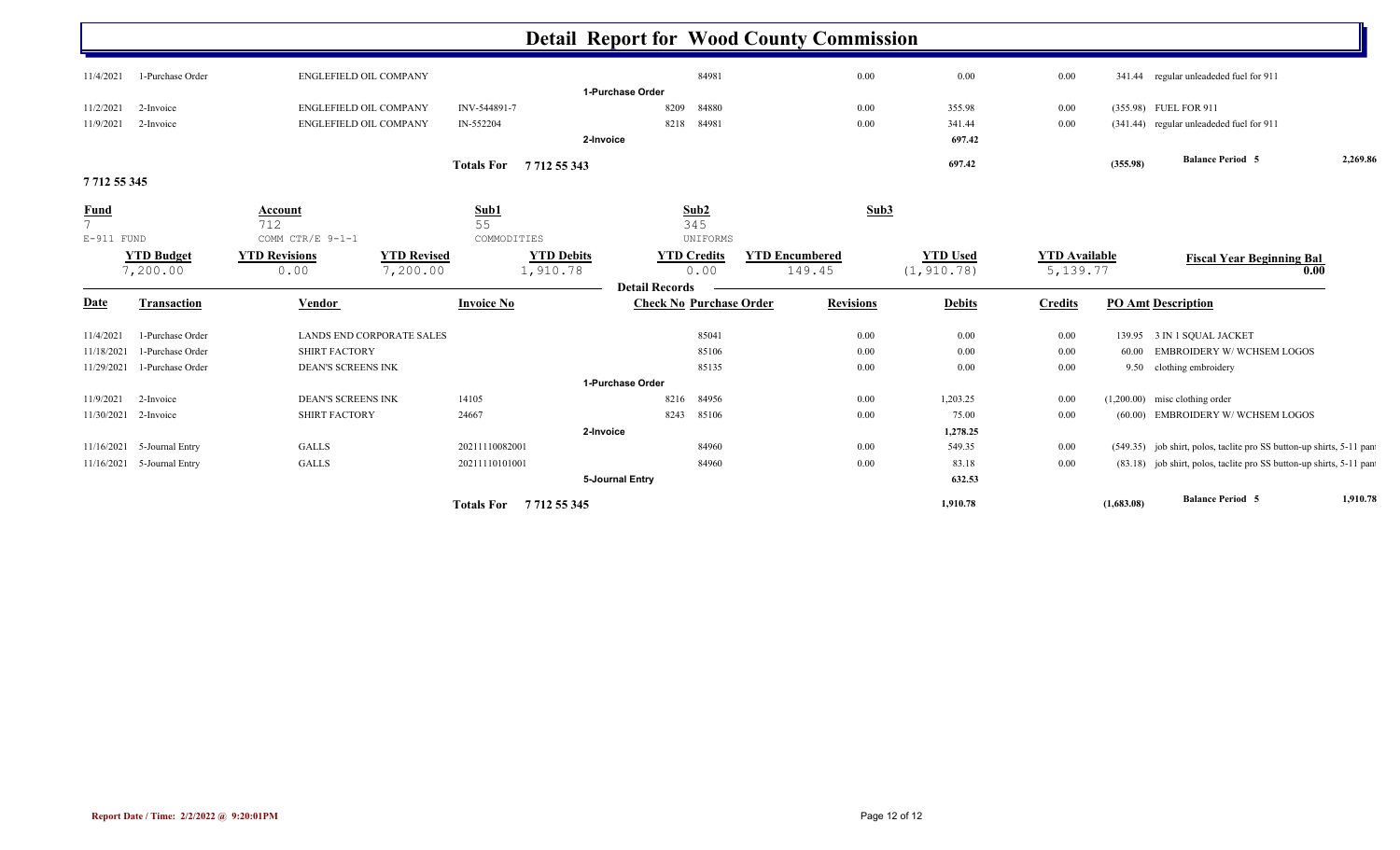# Detail Report for Wood County Commission

| Date | Transaction | Vendor | Invoice No | Check No | Purchase Order | Revisions | Debits | Credits | PO Amt | Description |
|---|---|---|---|---|---|---|---|---|---|---|
| 11/4/2021 | 1-Purchase Order | ENGLEFIELD OIL COMPANY | | | 84981 | 0.00 | 0.00 | 0.00 | 341.44 | regular unleadeded fuel for 911 |
| | | | | **1-Purchase Order** | | | | | | |
| 11/2/2021 | 2-Invoice | ENGLEFIELD OIL COMPANY | INV-544891-7 | 8209 | 84880 | 0.00 | 355.98 | 0.00 | (355.98) | FUEL FOR 911 |
| 11/9/2021 | 2-Invoice | ENGLEFIELD OIL COMPANY | IN-552204 | 8218 | 84981 | 0.00 | 341.44 | 0.00 | (341.44) | regular unleadeded fuel for 911 |
| | | | | **2-Invoice** | | | **697.42** | | | |
| | | | **Totals For 7 712 55 343** | | | | **697.42** | | **(355.98)** | **Balance Period 5** 2,269.86 |

**7 712 55 345**

| Fund | Account | Sub1 | Sub2 | Sub3 |
|---|---|---|---|---|
| 7 | 712 | 55 | 345 | |
| E-911 FUND | COMM CTR/E 9-1-1 | COMMODITIES | UNIFORMS | |

| YTD Budget | YTD Revisions | YTD Revised | YTD Debits | YTD Credits | YTD Encumbered | YTD Used | YTD Available | Fiscal Year Beginning Bal |
|---|---|---|---|---|---|---|---|---|
| 7,200.00 | 0.00 | 7,200.00 | 1,910.78 | 0.00 | 149.45 | (1,910.78) | 5,139.77 | 0.00 |

**Detail Records**

| Date | Transaction | Vendor | Invoice No | Check No | Purchase Order | Revisions | Debits | Credits | PO Amt | Description |
|---|---|---|---|---|---|---|---|---|---|---|
| 11/4/2021 | 1-Purchase Order | LANDS END CORPORATE SALES | | | 85041 | 0.00 | 0.00 | 0.00 | 139.95 | 3 IN 1 SQUAL JACKET |
| 11/18/2021 | 1-Purchase Order | SHIRT FACTORY | | | 85106 | 0.00 | 0.00 | 0.00 | 60.00 | EMBROIDERY W/ WCHSEM LOGOS |
| 11/29/2021 | 1-Purchase Order | DEAN'S SCREENS INK | | | 85135 | 0.00 | 0.00 | 0.00 | 9.50 | clothing embroidery |
| | | | | **1-Purchase Order** | | | | | | |
| 11/9/2021 | 2-Invoice | DEAN'S SCREENS INK | 14105 | 8216 | 84956 | 0.00 | 1,203.25 | 0.00 | (1,200.00) | misc clothing order |
| 11/30/2021 | 2-Invoice | SHIRT FACTORY | 24667 | 8243 | 85106 | 0.00 | 75.00 | 0.00 | (60.00) | EMBROIDERY W/ WCHSEM LOGOS |
| | | | | **2-Invoice** | | | **1,278.25** | | | |
| 11/16/2021 | 5-Journal Entry | GALLS | 20211110082001 | | 84960 | 0.00 | 549.35 | 0.00 | (549.35) | job shirt, polos, taclite pro SS button-up shirts, 5-11 pant |
| 11/16/2021 | 5-Journal Entry | GALLS | 20211110101001 | | 84960 | 0.00 | 83.18 | 0.00 | (83.18) | job shirt, polos, taclite pro SS button-up shirts, 5-11 pant |
| | | | | **5-Journal Entry** | | | **632.53** | | | |
| | | | **Totals For 7 712 55 345** | | | | **1,910.78** | | **(1,683.08)** | **Balance Period 5** 1,910.78 |

Report Date / Time: 2/2/2022 @ 9:20:01PM